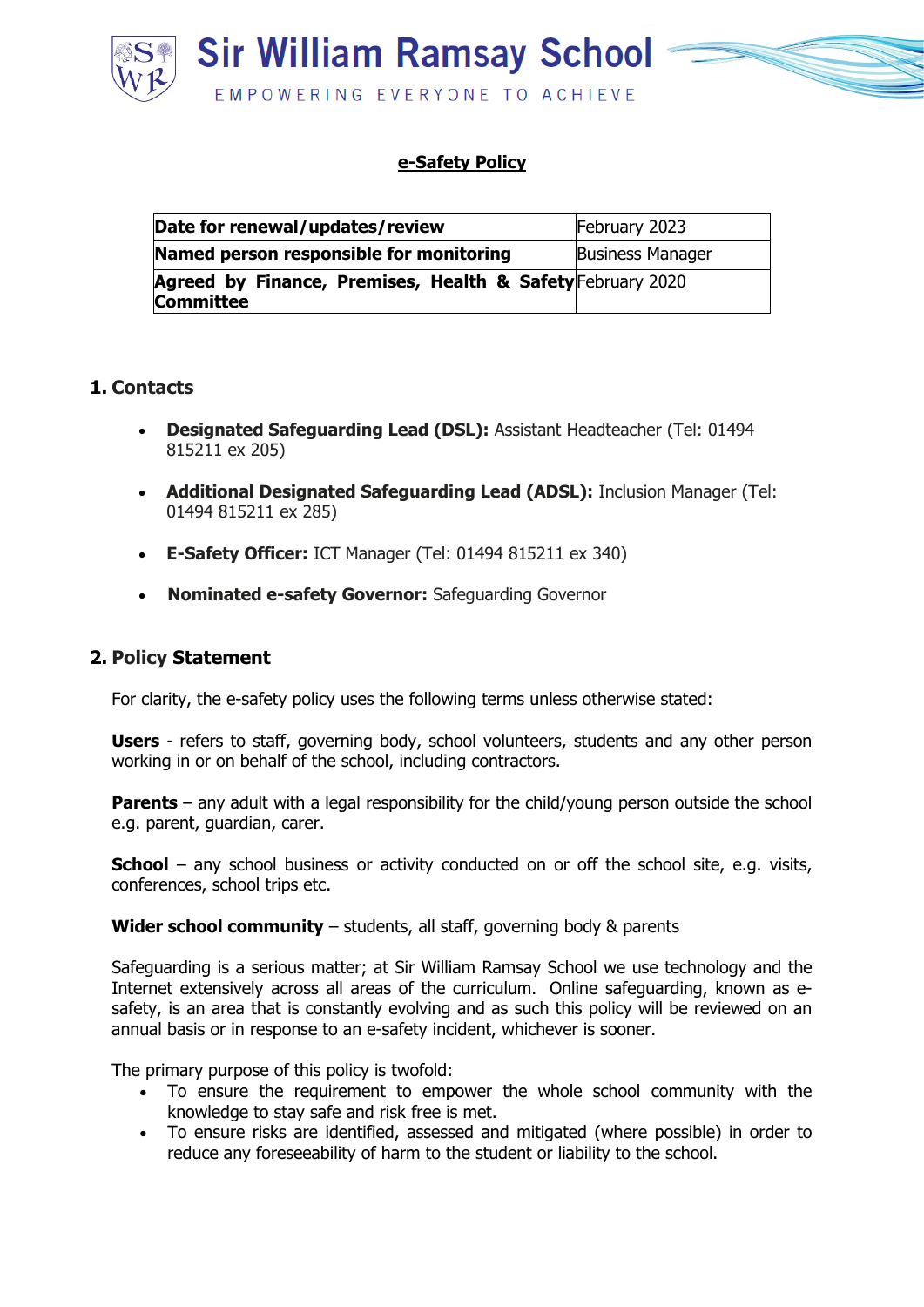# Sir William Ramsay School

EMPOWERING EVERYONE TO ACHIEVE

## e-Safety Policy

| Date for renewal/updates/review | February 2023 |
|---|---|
| **Named person responsible for monitoring** | Business Manager |
| **Agreed by Finance, Premises, Health & Safety Committee** | February 2020 |

## 1. Contacts

- **Designated Safeguarding Lead (DSL):** Assistant Headteacher (Tel: 01494 815211 ex 205)
- **Additional Designated Safeguarding Lead (ADSL):** Inclusion Manager (Tel: 01494 815211 ex 285)
- **E-Safety Officer:** ICT Manager (Tel: 01494 815211 ex 340)
- **Nominated e-safety Governor:** Safeguarding Governor

## 2. Policy Statement

For clarity, the e-safety policy uses the following terms unless otherwise stated:

**Users** - refers to staff, governing body, school volunteers, students and any other person working in or on behalf of the school, including contractors.

**Parents** – any adult with a legal responsibility for the child/young person outside the school e.g. parent, guardian, carer.

**School** – any school business or activity conducted on or off the school site, e.g. visits, conferences, school trips etc.

**Wider school community** – students, all staff, governing body & parents

Safeguarding is a serious matter; at Sir William Ramsay School we use technology and the Internet extensively across all areas of the curriculum. Online safeguarding, known as e-safety, is an area that is constantly evolving and as such this policy will be reviewed on an annual basis or in response to an e-safety incident, whichever is sooner.

The primary purpose of this policy is twofold:

- To ensure the requirement to empower the whole school community with the knowledge to stay safe and risk free is met.
- To ensure risks are identified, assessed and mitigated (where possible) in order to reduce any foreseeability of harm to the student or liability to the school.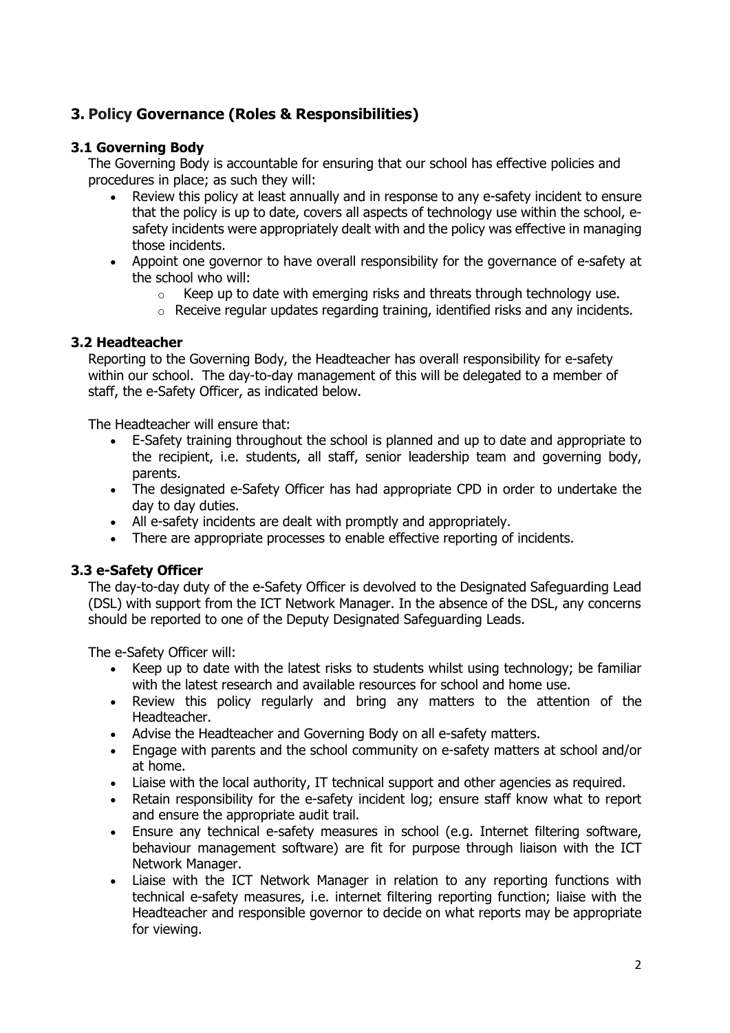## 3. Policy Governance (Roles & Responsibilities)

### 3.1 Governing Body

The Governing Body is accountable for ensuring that our school has effective policies and procedures in place; as such they will:

- Review this policy at least annually and in response to any e-safety incident to ensure that the policy is up to date, covers all aspects of technology use within the school, e-safety incidents were appropriately dealt with and the policy was effective in managing those incidents.
- Appoint one governor to have overall responsibility for the governance of e-safety at the school who will:
  - Keep up to date with emerging risks and threats through technology use.
  - Receive regular updates regarding training, identified risks and any incidents.

### 3.2 Headteacher

Reporting to the Governing Body, the Headteacher has overall responsibility for e-safety within our school. The day-to-day management of this will be delegated to a member of staff, the e-Safety Officer, as indicated below.

The Headteacher will ensure that:

- E-Safety training throughout the school is planned and up to date and appropriate to the recipient, i.e. students, all staff, senior leadership team and governing body, parents.
- The designated e-Safety Officer has had appropriate CPD in order to undertake the day to day duties.
- All e-safety incidents are dealt with promptly and appropriately.
- There are appropriate processes to enable effective reporting of incidents.

### 3.3 e-Safety Officer

The day-to-day duty of the e-Safety Officer is devolved to the Designated Safeguarding Lead (DSL) with support from the ICT Network Manager. In the absence of the DSL, any concerns should be reported to one of the Deputy Designated Safeguarding Leads.

The e-Safety Officer will:

- Keep up to date with the latest risks to students whilst using technology; be familiar with the latest research and available resources for school and home use.
- Review this policy regularly and bring any matters to the attention of the Headteacher.
- Advise the Headteacher and Governing Body on all e-safety matters.
- Engage with parents and the school community on e-safety matters at school and/or at home.
- Liaise with the local authority, IT technical support and other agencies as required.
- Retain responsibility for the e-safety incident log; ensure staff know what to report and ensure the appropriate audit trail.
- Ensure any technical e-safety measures in school (e.g. Internet filtering software, behaviour management software) are fit for purpose through liaison with the ICT Network Manager.
- Liaise with the ICT Network Manager in relation to any reporting functions with technical e-safety measures, i.e. internet filtering reporting function; liaise with the Headteacher and responsible governor to decide on what reports may be appropriate for viewing.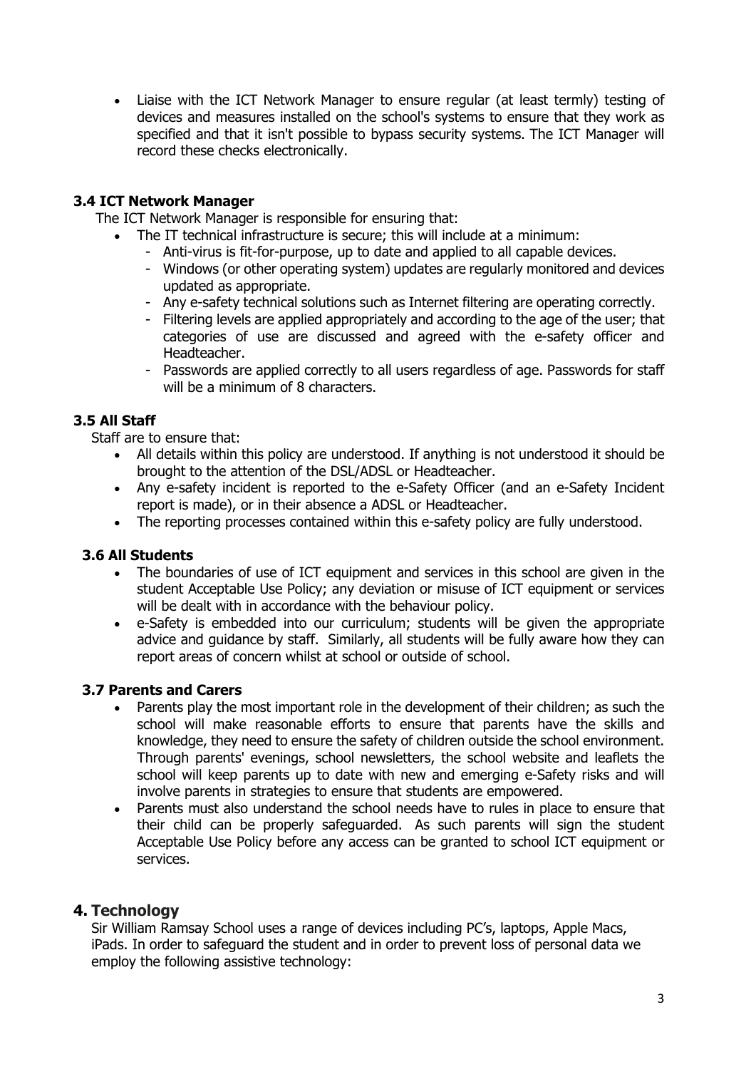- Liaise with the ICT Network Manager to ensure regular (at least termly) testing of devices and measures installed on the school's systems to ensure that they work as specified and that it isn't possible to bypass security systems. The ICT Manager will record these checks electronically.

### 3.4 ICT Network Manager

The ICT Network Manager is responsible for ensuring that:

- The IT technical infrastructure is secure; this will include at a minimum:
  - Anti-virus is fit-for-purpose, up to date and applied to all capable devices.
  - Windows (or other operating system) updates are regularly monitored and devices updated as appropriate.
  - Any e-safety technical solutions such as Internet filtering are operating correctly.
  - Filtering levels are applied appropriately and according to the age of the user; that categories of use are discussed and agreed with the e-safety officer and Headteacher.
  - Passwords are applied correctly to all users regardless of age. Passwords for staff will be a minimum of 8 characters.

### 3.5 All Staff

Staff are to ensure that:

- All details within this policy are understood. If anything is not understood it should be brought to the attention of the DSL/ADSL or Headteacher.
- Any e-safety incident is reported to the e-Safety Officer (and an e-Safety Incident report is made), or in their absence a ADSL or Headteacher.
- The reporting processes contained within this e-safety policy are fully understood.

### 3.6 All Students

- The boundaries of use of ICT equipment and services in this school are given in the student Acceptable Use Policy; any deviation or misuse of ICT equipment or services will be dealt with in accordance with the behaviour policy.
- e-Safety is embedded into our curriculum; students will be given the appropriate advice and guidance by staff. Similarly, all students will be fully aware how they can report areas of concern whilst at school or outside of school.

### 3.7 Parents and Carers

- Parents play the most important role in the development of their children; as such the school will make reasonable efforts to ensure that parents have the skills and knowledge, they need to ensure the safety of children outside the school environment. Through parents' evenings, school newsletters, the school website and leaflets the school will keep parents up to date with new and emerging e-Safety risks and will involve parents in strategies to ensure that students are empowered.
- Parents must also understand the school needs have to rules in place to ensure that their child can be properly safeguarded. As such parents will sign the student Acceptable Use Policy before any access can be granted to school ICT equipment or services.

## 4. Technology

Sir William Ramsay School uses a range of devices including PC's, laptops, Apple Macs, iPads. In order to safeguard the student and in order to prevent loss of personal data we employ the following assistive technology: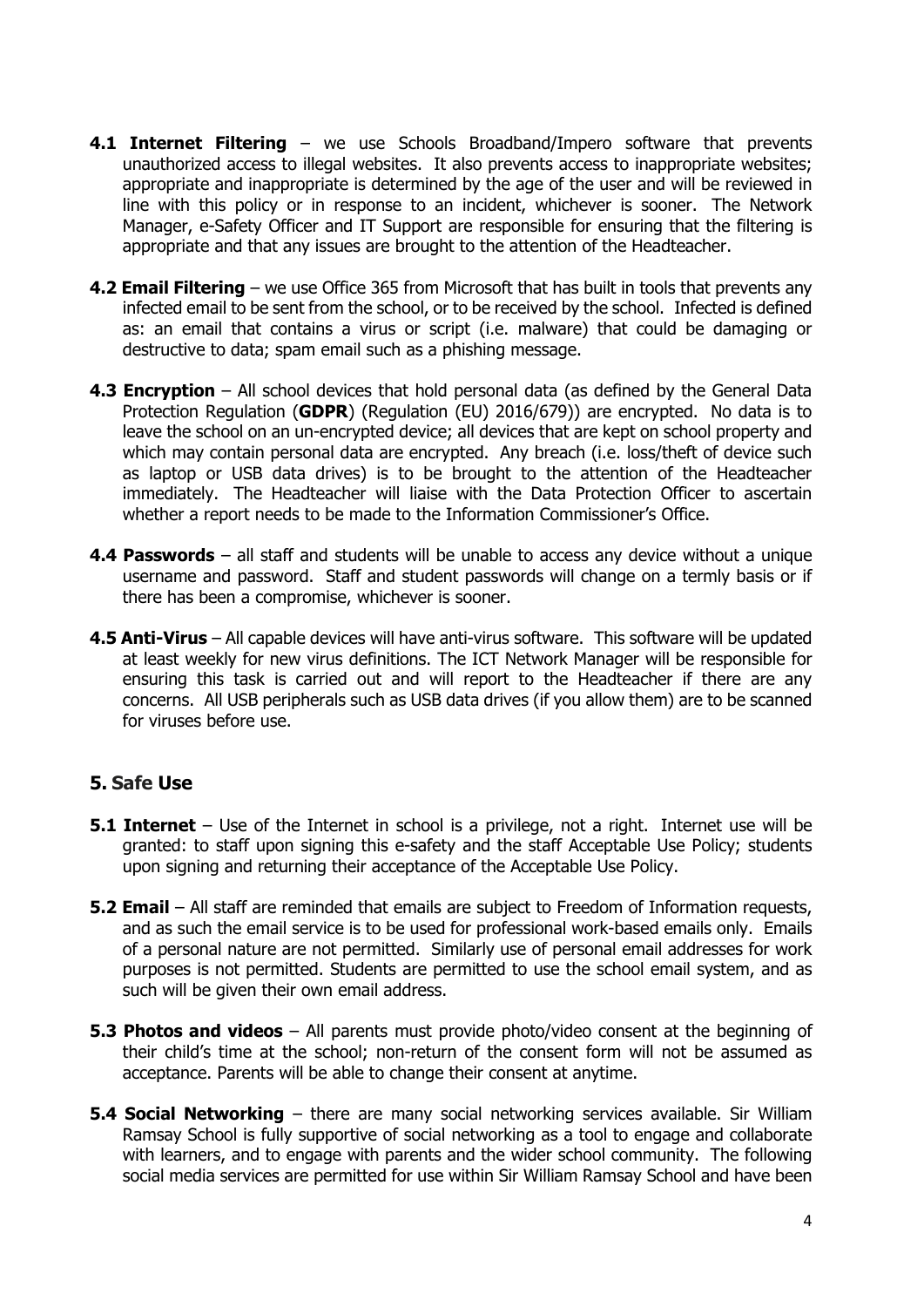**4.1 Internet Filtering** – we use Schools Broadband/Impero software that prevents unauthorized access to illegal websites. It also prevents access to inappropriate websites; appropriate and inappropriate is determined by the age of the user and will be reviewed in line with this policy or in response to an incident, whichever is sooner. The Network Manager, e-Safety Officer and IT Support are responsible for ensuring that the filtering is appropriate and that any issues are brought to the attention of the Headteacher.

**4.2 Email Filtering** – we use Office 365 from Microsoft that has built in tools that prevents any infected email to be sent from the school, or to be received by the school. Infected is defined as: an email that contains a virus or script (i.e. malware) that could be damaging or destructive to data; spam email such as a phishing message.

**4.3 Encryption** – All school devices that hold personal data (as defined by the General Data Protection Regulation (**GDPR**) (Regulation (EU) 2016/679)) are encrypted. No data is to leave the school on an un-encrypted device; all devices that are kept on school property and which may contain personal data are encrypted. Any breach (i.e. loss/theft of device such as laptop or USB data drives) is to be brought to the attention of the Headteacher immediately. The Headteacher will liaise with the Data Protection Officer to ascertain whether a report needs to be made to the Information Commissioner's Office.

**4.4 Passwords** – all staff and students will be unable to access any device without a unique username and password. Staff and student passwords will change on a termly basis or if there has been a compromise, whichever is sooner.

**4.5 Anti-Virus** – All capable devices will have anti-virus software. This software will be updated at least weekly for new virus definitions. The ICT Network Manager will be responsible for ensuring this task is carried out and will report to the Headteacher if there are any concerns. All USB peripherals such as USB data drives (if you allow them) are to be scanned for viruses before use.

## 5. Safe Use

**5.1 Internet** – Use of the Internet in school is a privilege, not a right. Internet use will be granted: to staff upon signing this e-safety and the staff Acceptable Use Policy; students upon signing and returning their acceptance of the Acceptable Use Policy.

**5.2 Email** – All staff are reminded that emails are subject to Freedom of Information requests, and as such the email service is to be used for professional work-based emails only. Emails of a personal nature are not permitted. Similarly use of personal email addresses for work purposes is not permitted. Students are permitted to use the school email system, and as such will be given their own email address.

**5.3 Photos and videos** – All parents must provide photo/video consent at the beginning of their child's time at the school; non-return of the consent form will not be assumed as acceptance. Parents will be able to change their consent at anytime.

**5.4 Social Networking** – there are many social networking services available. Sir William Ramsay School is fully supportive of social networking as a tool to engage and collaborate with learners, and to engage with parents and the wider school community. The following social media services are permitted for use within Sir William Ramsay School and have been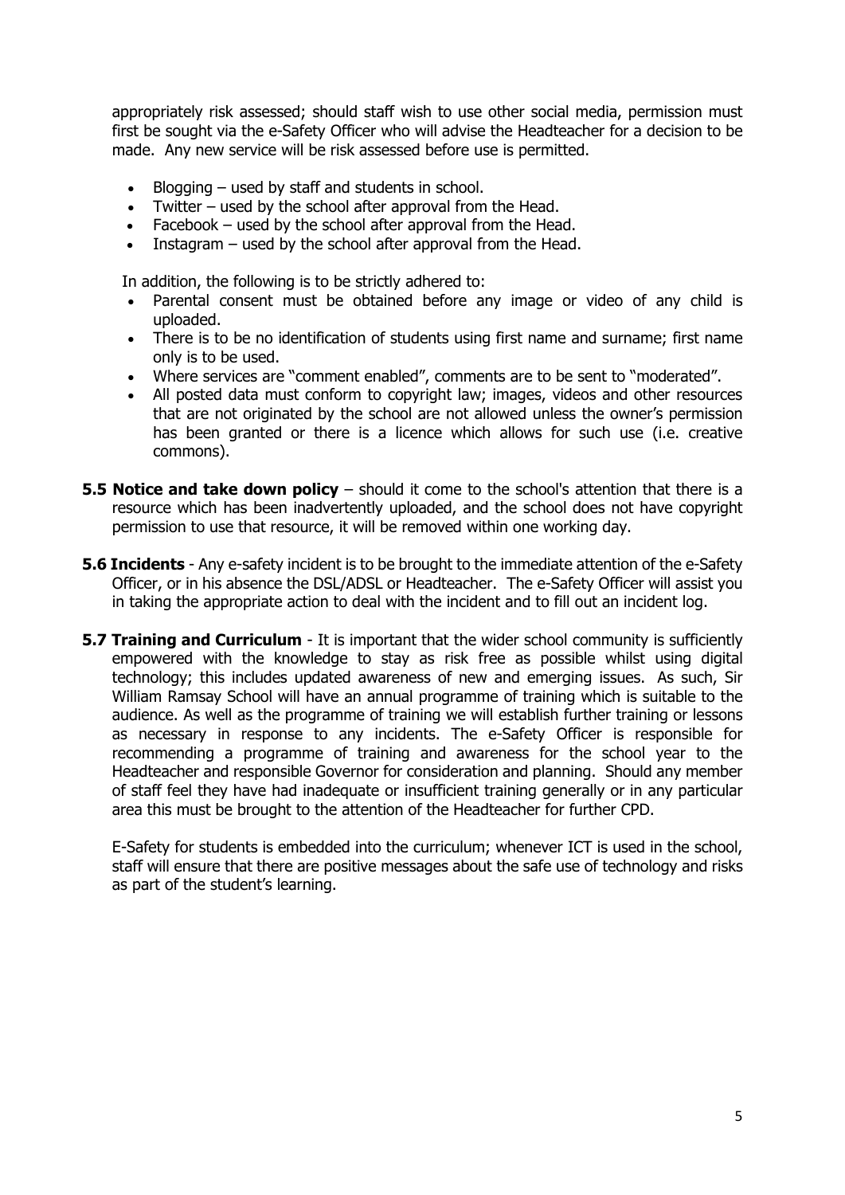appropriately risk assessed; should staff wish to use other social media, permission must first be sought via the e-Safety Officer who will advise the Headteacher for a decision to be made. Any new service will be risk assessed before use is permitted.

- Blogging – used by staff and students in school.
- Twitter – used by the school after approval from the Head.
- Facebook – used by the school after approval from the Head.
- Instagram – used by the school after approval from the Head.

In addition, the following is to be strictly adhered to:

- Parental consent must be obtained before any image or video of any child is uploaded.
- There is to be no identification of students using first name and surname; first name only is to be used.
- Where services are "comment enabled", comments are to be sent to "moderated".
- All posted data must conform to copyright law; images, videos and other resources that are not originated by the school are not allowed unless the owner's permission has been granted or there is a licence which allows for such use (i.e. creative commons).

**5.5 Notice and take down policy** – should it come to the school's attention that there is a resource which has been inadvertently uploaded, and the school does not have copyright permission to use that resource, it will be removed within one working day.

**5.6 Incidents** - Any e-safety incident is to be brought to the immediate attention of the e-Safety Officer, or in his absence the DSL/ADSL or Headteacher. The e-Safety Officer will assist you in taking the appropriate action to deal with the incident and to fill out an incident log.

**5.7 Training and Curriculum** - It is important that the wider school community is sufficiently empowered with the knowledge to stay as risk free as possible whilst using digital technology; this includes updated awareness of new and emerging issues. As such, Sir William Ramsay School will have an annual programme of training which is suitable to the audience. As well as the programme of training we will establish further training or lessons as necessary in response to any incidents. The e-Safety Officer is responsible for recommending a programme of training and awareness for the school year to the Headteacher and responsible Governor for consideration and planning. Should any member of staff feel they have had inadequate or insufficient training generally or in any particular area this must be brought to the attention of the Headteacher for further CPD.

E-Safety for students is embedded into the curriculum; whenever ICT is used in the school, staff will ensure that there are positive messages about the safe use of technology and risks as part of the student's learning.